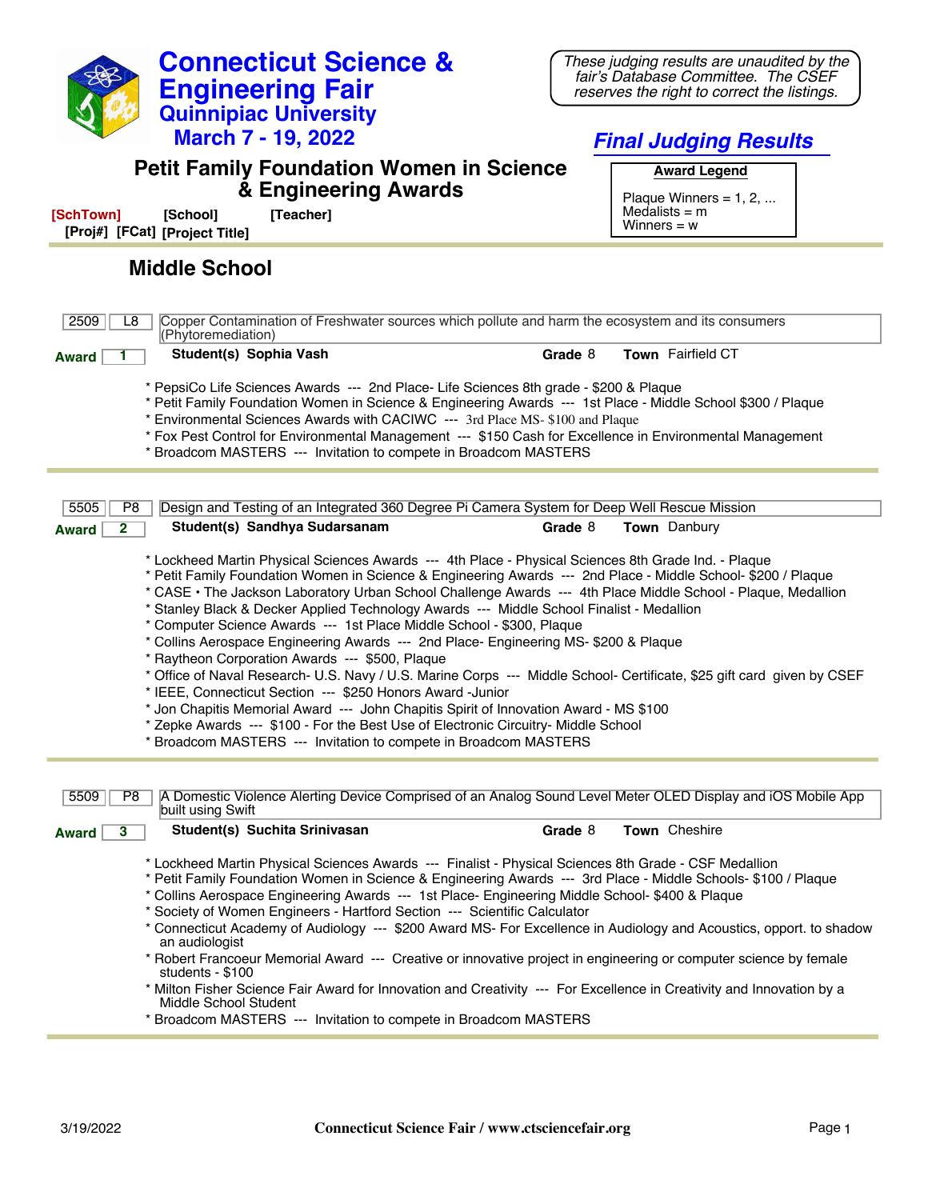# Connecticut Science & Engineering Fair

## Quinnipiac University

## March 7 - 19, 2022

*These judging results are unaudited by the fair's Database Committee. The CSEF reserves the right to correct the listings.*

## *Final Judging Results*

## Petit Family Foundation Women in Science & Engineering Awards

**Award Legend**

Plaque Winners = 1, 2, ...
Medalists = m
Winners = w

**[SchTown]** **[School]** **[Teacher]**
**[Proj#]** **[FCat]** **[Project Title]**

## Middle School

---

**2509** | **L8** | Copper Contamination of Freshwater sources which pollute and harm the ecosystem and its consumers (Phytoremediation)

**Award** 1 — **Student(s)** Sophia Vash — **Grade** 8 — **Town** Fairfield CT

* PepsiCo Life Sciences Awards --- 2nd Place- Life Sciences 8th grade - $200 & Plaque
* Petit Family Foundation Women in Science & Engineering Awards --- 1st Place - Middle School $300 / Plaque
* Environmental Sciences Awards with CACIWC --- 3rd Place MS- $100 and Plaque
* Fox Pest Control for Environmental Management --- $150 Cash for Excellence in Environmental Management
* Broadcom MASTERS --- Invitation to compete in Broadcom MASTERS

---

**5505** | **P8** | Design and Testing of an Integrated 360 Degree Pi Camera System for Deep Well Rescue Mission

**Award** 2 — **Student(s)** Sandhya Sudarsanam — **Grade** 8 — **Town** Danbury

* Lockheed Martin Physical Sciences Awards --- 4th Place - Physical Sciences 8th Grade Ind. - Plaque
* Petit Family Foundation Women in Science & Engineering Awards --- 2nd Place - Middle School- $200 / Plaque
* CASE • The Jackson Laboratory Urban School Challenge Awards --- 4th Place Middle School - Plaque, Medallion
* Stanley Black & Decker Applied Technology Awards --- Middle School Finalist - Medallion
* Computer Science Awards --- 1st Place Middle School - $300, Plaque
* Collins Aerospace Engineering Awards --- 2nd Place- Engineering MS- $200 & Plaque
* Raytheon Corporation Awards --- $500, Plaque
* Office of Naval Research- U.S. Navy / U.S. Marine Corps --- Middle School- Certificate, $25 gift card given by CSEF
* IEEE, Connecticut Section --- $250 Honors Award -Junior
* Jon Chapitis Memorial Award --- John Chapitis Spirit of Innovation Award - MS $100
* Zepke Awards --- $100 - For the Best Use of Electronic Circuitry- Middle School
* Broadcom MASTERS --- Invitation to compete in Broadcom MASTERS

---

**5509** | **P8** | A Domestic Violence Alerting Device Comprised of an Analog Sound Level Meter OLED Display and iOS Mobile App built using Swift

**Award** 3 — **Student(s)** Suchita Srinivasan — **Grade** 8 — **Town** Cheshire

* Lockheed Martin Physical Sciences Awards --- Finalist - Physical Sciences 8th Grade - CSF Medallion
* Petit Family Foundation Women in Science & Engineering Awards --- 3rd Place - Middle Schools- $100 / Plaque
* Collins Aerospace Engineering Awards --- 1st Place- Engineering Middle School- $400 & Plaque
* Society of Women Engineers - Hartford Section --- Scientific Calculator
* Connecticut Academy of Audiology --- $200 Award MS- For Excellence in Audiology and Acoustics, opport. to shadow an audiologist
* Robert Francoeur Memorial Award --- Creative or innovative project in engineering or computer science by female students - $100
* Milton Fisher Science Fair Award for Innovation and Creativity --- For Excellence in Creativity and Innovation by a Middle School Student
* Broadcom MASTERS --- Invitation to compete in Broadcom MASTERS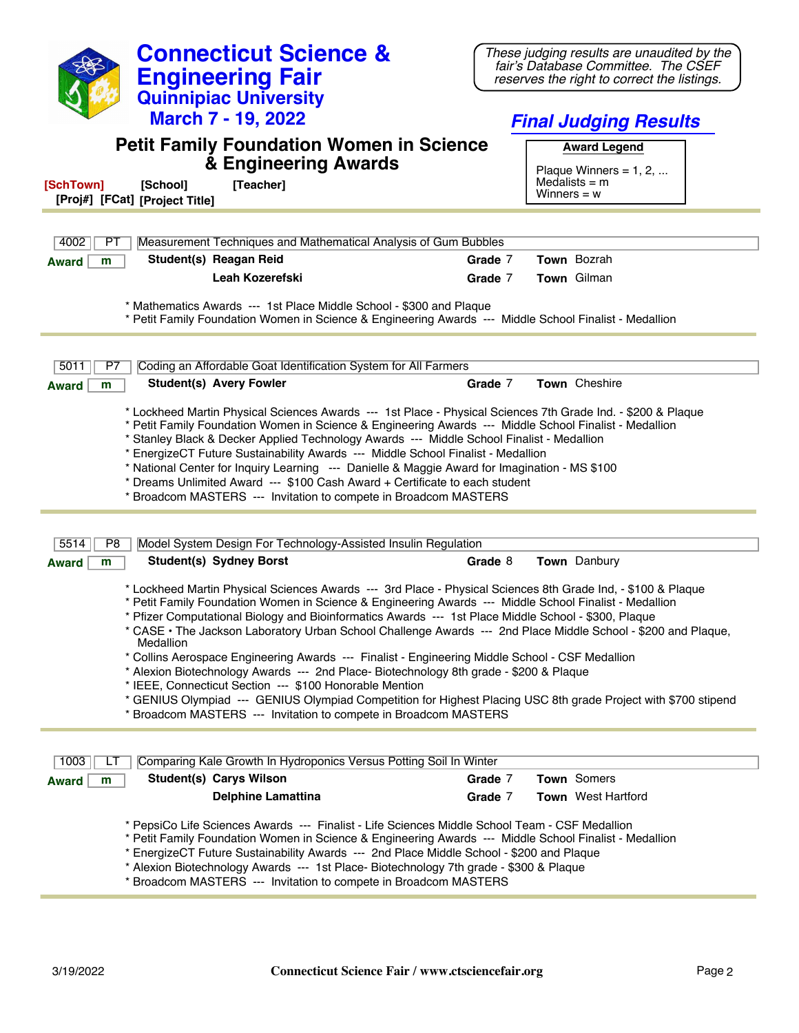# Connecticut Science & Engineering Fair

## Quinnipiac University

### March 7 - 19, 2022

*These judging results are unaudited by the fair's Database Committee. The CSEF reserves the right to correct the listings.*

## *Final Judging Results*

## Petit Family Foundation Women in Science & Engineering Awards

**Award Legend**

Plaque Winners = 1, 2, ...
Medalists = m
Winners = w

**[SchTown]** **[School]** **[Teacher]**
**[Proj#]** **[FCat]** **[Project Title]**

---

**4002 | PT | Measurement Techniques and Mathematical Analysis of Gum Bubbles**

**Award** m

**Student(s)** **Reagan Reid** — **Grade** 7 — **Town** Bozrah
**Leah Kozerefski** — **Grade** 7 — **Town** Gilman

* Mathematics Awards --- 1st Place Middle School - $300 and Plaque
* Petit Family Foundation Women in Science & Engineering Awards --- Middle School Finalist - Medallion

---

**5011 | P7 | Coding an Affordable Goat Identification System for All Farmers**

**Award** m

**Student(s)** **Avery Fowler** — **Grade** 7 — **Town** Cheshire

* Lockheed Martin Physical Sciences Awards --- 1st Place - Physical Sciences 7th Grade Ind. - $200 & Plaque
* Petit Family Foundation Women in Science & Engineering Awards --- Middle School Finalist - Medallion
* Stanley Black & Decker Applied Technology Awards --- Middle School Finalist - Medallion
* EnergizeCT Future Sustainability Awards --- Middle School Finalist - Medallion
* National Center for Inquiry Learning --- Danielle & Maggie Award for Imagination - MS $100
* Dreams Unlimited Award --- $100 Cash Award + Certificate to each student
* Broadcom MASTERS --- Invitation to compete in Broadcom MASTERS

---

**5514 | P8 | Model System Design For Technology-Assisted Insulin Regulation**

**Award** m

**Student(s)** **Sydney Borst** — **Grade** 8 — **Town** Danbury

* Lockheed Martin Physical Sciences Awards --- 3rd Place - Physical Sciences 8th Grade Ind, - $100 & Plaque
* Petit Family Foundation Women in Science & Engineering Awards --- Middle School Finalist - Medallion
* Pfizer Computational Biology and Bioinformatics Awards --- 1st Place Middle School - $300, Plaque
* CASE • The Jackson Laboratory Urban School Challenge Awards --- 2nd Place Middle School - $200 and Plaque, Medallion
* Collins Aerospace Engineering Awards --- Finalist - Engineering Middle School - CSF Medallion
* Alexion Biotechnology Awards --- 2nd Place- Biotechnology 8th grade - $200 & Plaque
* IEEE, Connectiut Section --- $100 Honorable Mention
* GENIUS Olympiad --- GENIUS Olympiad Competition for Highest Placing USC 8th grade Project with $700 stipend
* Broadcom MASTERS --- Invitation to compete in Broadcom MASTERS

---

**1003 | LT | Comparing Kale Growth In Hydroponics Versus Potting Soil In Winter**

**Award** m

**Student(s)** **Carys Wilson** — **Grade** 7 — **Town** Somers
**Delphine Lamattina** — **Grade** 7 — **Town** West Hartford

* PepsiCo Life Sciences Awards --- Finalist - Life Sciences Middle School Team - CSF Medallion
* Petit Family Foundation Women in Science & Engineering Awards --- Middle School Finalist - Medallion
* EnergizeCT Future Sustainability Awards --- 2nd Place Middle School - $200 and Plaque
* Alexion Biotechnology Awards --- 1st Place- Biotechnology 7th grade - $300 & Plaque
* Broadcom MASTERS --- Invitation to compete in Broadcom MASTERS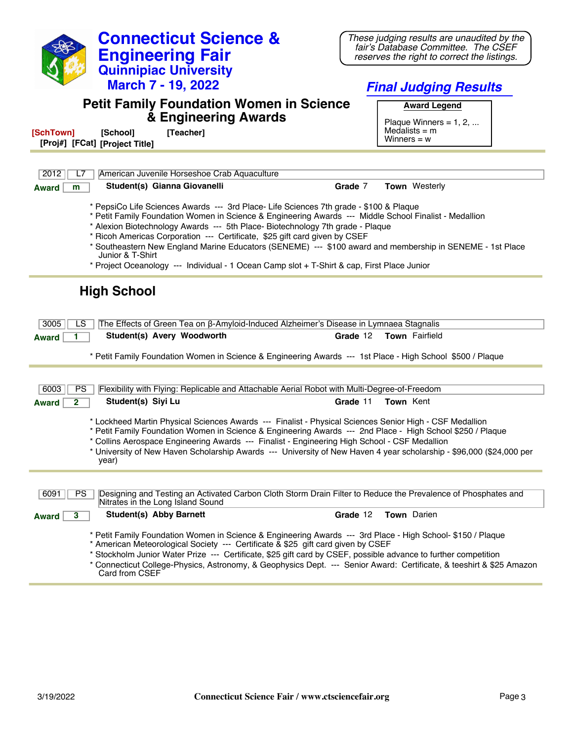# Connecticut Science & Engineering Fair

## Quinnipiac University

### March 7 - 19, 2022

*These judging results are unaudited by the fair's Database Committee. The CSEF reserves the right to correct the listings.*

## *Final Judging Results*

## Petit Family Foundation Women in Science & Engineering Awards

**Award Legend**

Plaque Winners = 1, 2, ...
Medalists = m
Winners = w

**[SchTown]** **[School]** **[Teacher]**
**[Proj#]** **[FCat]** **[Project Title]**

---

| 2012 | L7 | American Juvenile Horseshoe Crab Aquaculture |
|---|---|---|

**Award** m — **Student(s)** **Gianna Giovanelli** — **Grade** 7 — **Town** Westerly

* PepsiCo Life Sciences Awards --- 3rd Place- Life Sciences 7th grade - $100 & Plaque
* Petit Family Foundation Women in Science & Engineering Awards --- Middle School Finalist - Medallion
* Alexion Biotechnology Awards --- 5th Place- Biotechnology 7th grade - Plaque
* Ricoh Americas Corporation --- Certificate, $25 gift card given by CSEF
* Southeastern New England Marine Educators (SENEME) --- $100 award and membership in SENEME - 1st Place Junior & T-Shirt
* Project Oceanology --- Individual - 1 Ocean Camp slot + T-Shirt & cap, First Place Junior

---

## High School

| 3005 | LS | The Effects of Green Tea on β-Amyloid-Induced Alzheimer's Disease in Lymnaea Stagnalis |
|---|---|---|

**Award** 1 — **Student(s)** **Avery Woodworth** — **Grade** 12 — **Town** Fairfield

* Petit Family Foundation Women in Science & Engineering Awards --- 1st Place - High School $500 / Plaque

---

| 6003 | PS | Flexibility with Flying: Replicable and Attachable Aerial Robot with Multi-Degree-of-Freedom |
|---|---|---|

**Award** 2 — **Student(s)** **Siyi Lu** — **Grade** 11 — **Town** Kent

* Lockheed Martin Physical Sciences Awards --- Finalist - Physical Sciences Senior High - CSF Medallion
* Petit Family Foundation Women in Science & Engineering Awards --- 2nd Place - High School $250 / Plaque
* Collins Aerospace Engineering Awards --- Finalist - Engineering High School - CSF Medallion
* University of New Haven Scholarship Awards --- University of New Haven 4 year scholarship - $96,000 ($24,000 per year)

---

| 6091 | PS | Designing and Testing an Activated Carbon Cloth Storm Drain Filter to Reduce the Prevalence of Phosphates and Nitrates in the Long Island Sound |
|---|---|---|

**Award** 3 — **Student(s)** **Abby Barnett** — **Grade** 12 — **Town** Darien

* Petit Family Foundation Women in Science & Engineering Awards --- 3rd Place - High School- $150 / Plaque
* American Meteorological Society --- Certificate & $25 gift card given by CSEF
* Stockholm Junior Water Prize --- Certificate, $25 gift card by CSEF, possible advance to further competition
* Connecticut College-Physics, Astronomy, & Geophysics Dept. --- Senior Award: Certificate, & teeshirt & $25 Amazon Card from CSEF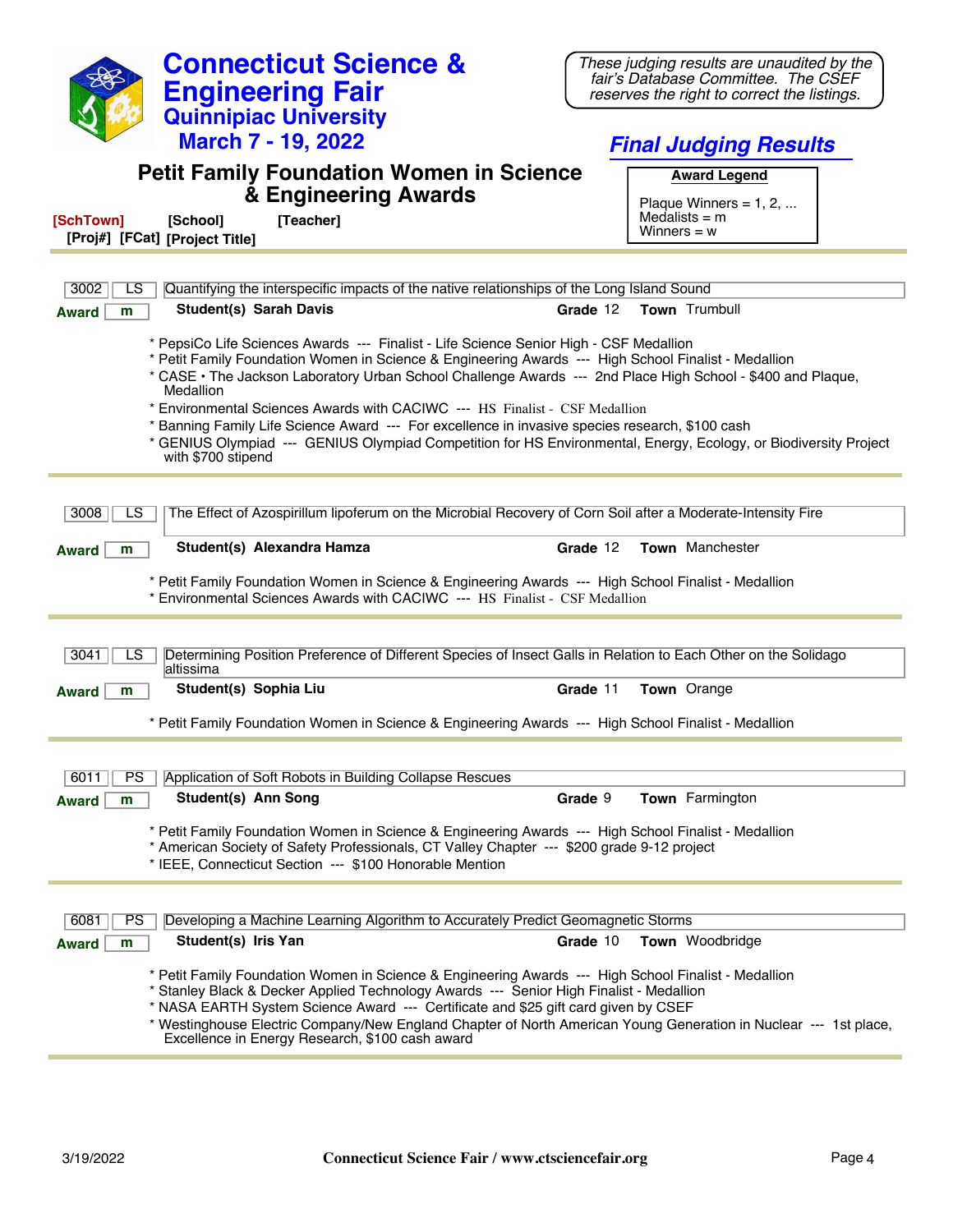# Connecticut Science & Engineering Fair

## Quinnipiac University

## March 7 - 19, 2022

*These judging results are unaudited by the fair's Database Committee. The CSEF reserves the right to correct the listings.*

## *Final Judging Results*

## Petit Family Foundation Women in Science & Engineering Awards

**Award Legend**

Plaque Winners = 1, 2, ...
Medalists = m
Winners = w

**[SchTown]** **[School]** **[Teacher]**
**[Proj#]** **[FCat]** **[Project Title]**

---

| 3002 | LS | Quantifying the interspecific impacts of the native relationships of the Long Island Sound |
|---|---|---|

**Award** m — **Student(s)** **Sarah Davis** — **Grade** 12 — **Town** Trumbull

* PepsiCo Life Sciences Awards --- Finalist - Life Science Senior High - CSF Medallion
* Petit Family Foundation Women in Science & Engineering Awards --- High School Finalist - Medallion
* CASE • The Jackson Laboratory Urban School Challenge Awards --- 2nd Place High School - $400 and Plaque, Medallion
* Environmental Sciences Awards with CACIWC --- HS Finalist - CSF Medallion
* Banning Family Life Science Award --- For excellence in invasive species research, $100 cash
* GENIUS Olympiad --- GENIUS Olympiad Competition for HS Environmental, Energy, Ecology, or Biodiversity Project with $700 stipend

---

| 3008 | LS | The Effect of Azospirillum lipoferum on the Microbial Recovery of Corn Soil after a Moderate-Intensity Fire |
|---|---|---|

**Award** m — **Student(s)** **Alexandra Hamza** — **Grade** 12 — **Town** Manchester

* Petit Family Foundation Women in Science & Engineering Awards --- High School Finalist - Medallion
* Environmental Sciences Awards with CACIWC --- HS Finalist - CSF Medallion

---

| 3041 | LS | Determining Position Preference of Different Species of Insect Galls in Relation to Each Other on the Solidago altissima |
|---|---|---|

**Award** m — **Student(s)** **Sophia Liu** — **Grade** 11 — **Town** Orange

* Petit Family Foundation Women in Science & Engineering Awards --- High School Finalist - Medallion

---

| 6011 | PS | Application of Soft Robots in Building Collapse Rescues |
|---|---|---|

**Award** m — **Student(s)** **Ann Song** — **Grade** 9 — **Town** Farmington

* Petit Family Foundation Women in Science & Engineering Awards --- High School Finalist - Medallion
* American Society of Safety Professionals, CT Valley Chapter --- $200 grade 9-12 project
* IEEE, Connecticut Section --- $100 Honorable Mention

---

| 6081 | PS | Developing a Machine Learning Algorithm to Accurately Predict Geomagnetic Storms |
|---|---|---|

**Award** m — **Student(s)** **Iris Yan** — **Grade** 10 — **Town** Woodbridge

* Petit Family Foundation Women in Science & Engineering Awards --- High School Finalist - Medallion
* Stanley Black & Decker Applied Technology Awards --- Senior High Finalist - Medallion
* NASA EARTH System Science Award --- Certificate and $25 gift card given by CSEF
* Westinghouse Electric Company/New England Chapter of North American Young Generation in Nuclear --- 1st place, Excellence in Energy Research, $100 cash award